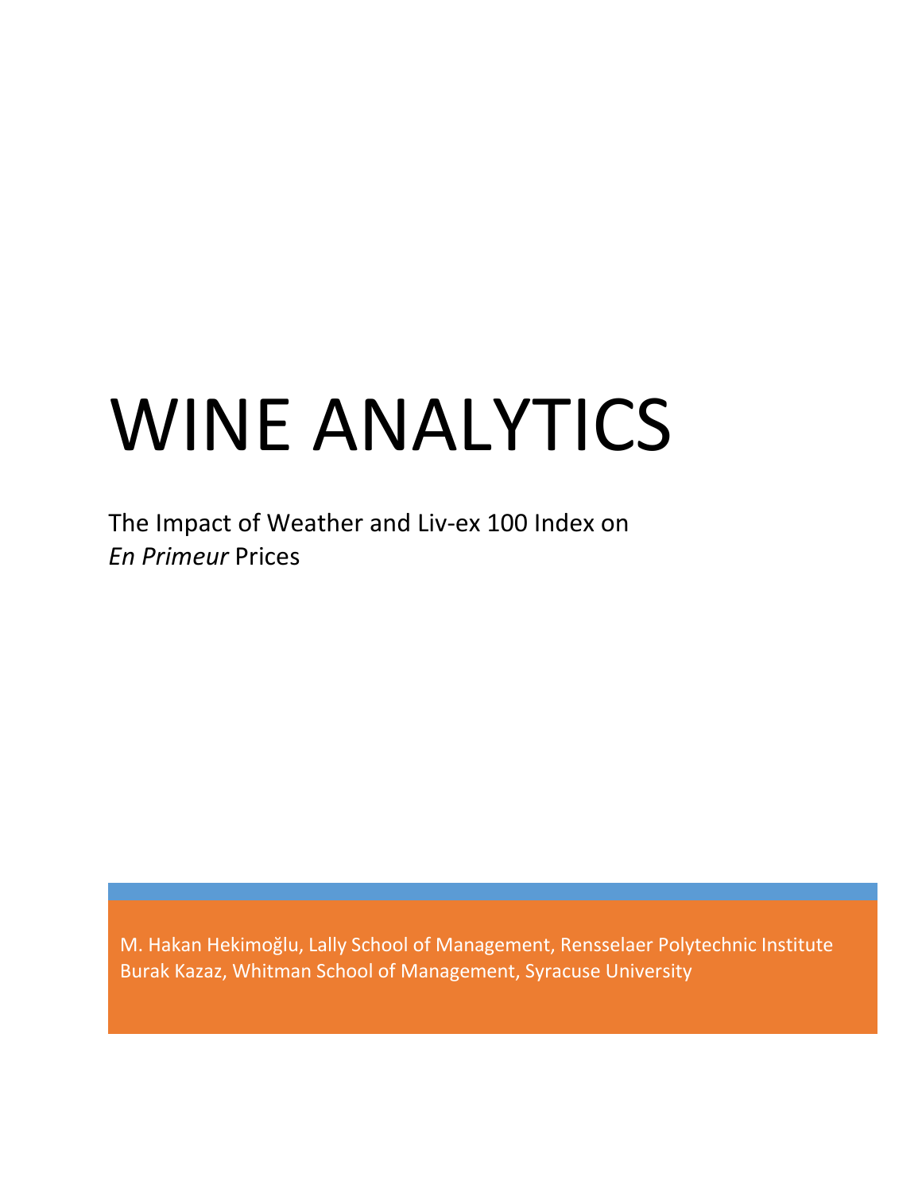# WINE ANALYTICS

The Impact of Weather and Liv-ex 100 Index on *En Primeur* Prices

M. Hakan Hekimoğlu, Lally School of Management, Rensselaer Polytechnic Institute
Burak Kazaz, Whitman School of Management, Syracuse University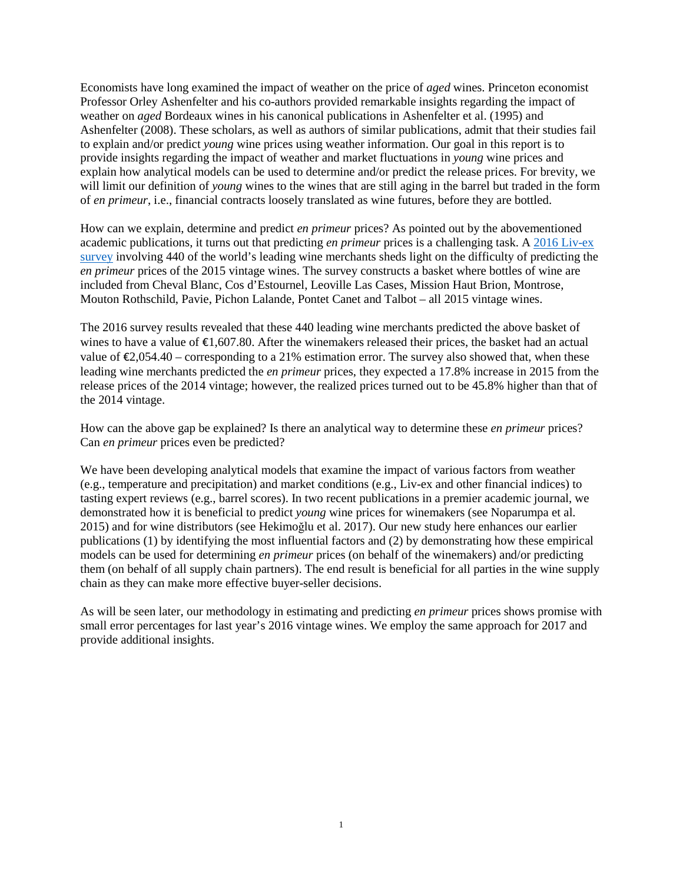Economists have long examined the impact of weather on the price of *aged* wines. Princeton economist Professor Orley Ashenfelter and his co-authors provided remarkable insights regarding the impact of weather on *aged* Bordeaux wines in his canonical publications in Ashenfelter et al. (1995) and Ashenfelter (2008). These scholars, as well as authors of similar publications, admit that their studies fail to explain and/or predict *young* wine prices using weather information. Our goal in this report is to provide insights regarding the impact of weather and market fluctuations in *young* wine prices and explain how analytical models can be used to determine and/or predict the release prices. For brevity, we will limit our definition of *young* wines to the wines that are still aging in the barrel but traded in the form of *en primeur*, i.e., financial contracts loosely translated as wine futures, before they are bottled.

How can we explain, determine and predict *en primeur* prices? As pointed out by the abovementioned academic publications, it turns out that predicting *en primeur* prices is a challenging task. A 2016 Liv-ex survey involving 440 of the world's leading wine merchants sheds light on the difficulty of predicting the *en primeur* prices of the 2015 vintage wines. The survey constructs a basket where bottles of wine are included from Cheval Blanc, Cos d'Estournel, Leoville Las Cases, Mission Haut Brion, Montrose, Mouton Rothschild, Pavie, Pichon Lalande, Pontet Canet and Talbot – all 2015 vintage wines.

The 2016 survey results revealed that these 440 leading wine merchants predicted the above basket of wines to have a value of €1,607.80. After the winemakers released their prices, the basket had an actual value of €2,054.40 – corresponding to a 21% estimation error. The survey also showed that, when these leading wine merchants predicted the *en primeur* prices, they expected a 17.8% increase in 2015 from the release prices of the 2014 vintage; however, the realized prices turned out to be 45.8% higher than that of the 2014 vintage.

How can the above gap be explained? Is there an analytical way to determine these *en primeur* prices? Can *en primeur* prices even be predicted?

We have been developing analytical models that examine the impact of various factors from weather (e.g., temperature and precipitation) and market conditions (e.g., Liv-ex and other financial indices) to tasting expert reviews (e.g., barrel scores). In two recent publications in a premier academic journal, we demonstrated how it is beneficial to predict *young* wine prices for winemakers (see Noparumpa et al. 2015) and for wine distributors (see Hekimoğlu et al. 2017). Our new study here enhances our earlier publications (1) by identifying the most influential factors and (2) by demonstrating how these empirical models can be used for determining *en primeur* prices (on behalf of the winemakers) and/or predicting them (on behalf of all supply chain partners). The end result is beneficial for all parties in the wine supply chain as they can make more effective buyer-seller decisions.

As will be seen later, our methodology in estimating and predicting *en primeur* prices shows promise with small error percentages for last year's 2016 vintage wines. We employ the same approach for 2017 and provide additional insights.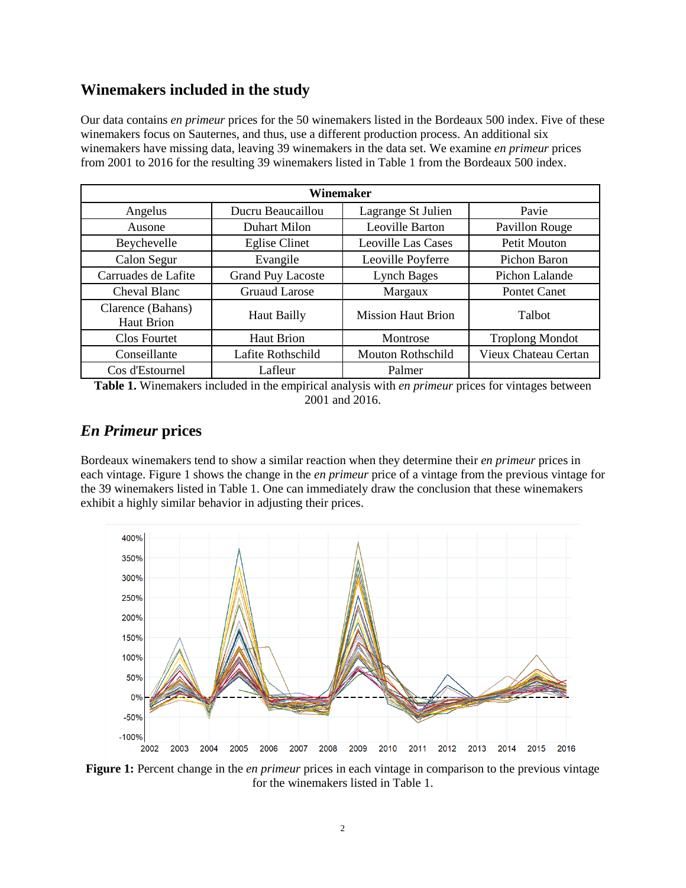## Winemakers included in the study

Our data contains *en primeur* prices for the 50 winemakers listed in the Bordeaux 500 index. Five of these winemakers focus on Sauternes, and thus, use a different production process. An additional six winemakers have missing data, leaving 39 winemakers in the data set. We examine *en primeur* prices from 2001 to 2016 for the resulting 39 winemakers listed in Table 1 from the Bordeaux 500 index.

| Winemaker | | | |
|---|---|---|---|
| Angelus | Ducru Beaucaillou | Lagrange St Julien | Pavie |
| Ausone | Duhart Milon | Leoville Barton | Pavillon Rouge |
| Beychevelle | Eglise Clinet | Leoville Las Cases | Petit Mouton |
| Calon Segur | Evangile | Leoville Poyferre | Pichon Baron |
| Carruades de Lafite | Grand Puy Lacoste | Lynch Bages | Pichon Lalande |
| Cheval Blanc | Gruaud Larose | Margaux | Pontet Canet |
| Clarence (Bahans) Haut Brion | Haut Bailly | Mission Haut Brion | Talbot |
| Clos Fourtet | Haut Brion | Montrose | Troplong Mondot |
| Conseillante | Lafite Rothschild | Mouton Rothschild | Vieux Chateau Certan |
| Cos d'Estournel | Lafleur | Palmer | |

**Table 1.** Winemakers included in the empirical analysis with *en primeur* prices for vintages between 2001 and 2016.

## *En Primeur* prices

Bordeaux winemakers tend to show a similar reaction when they determine their *en primeur* prices in each vintage. Figure 1 shows the change in the *en primeur* price of a vintage from the previous vintage for the 39 winemakers listed in Table 1. One can immediately draw the conclusion that these winemakers exhibit a highly similar behavior in adjusting their prices.

**Figure 1:** Percent change in the *en primeur* prices in each vintage in comparison to the previous vintage for the winemakers listed in Table 1.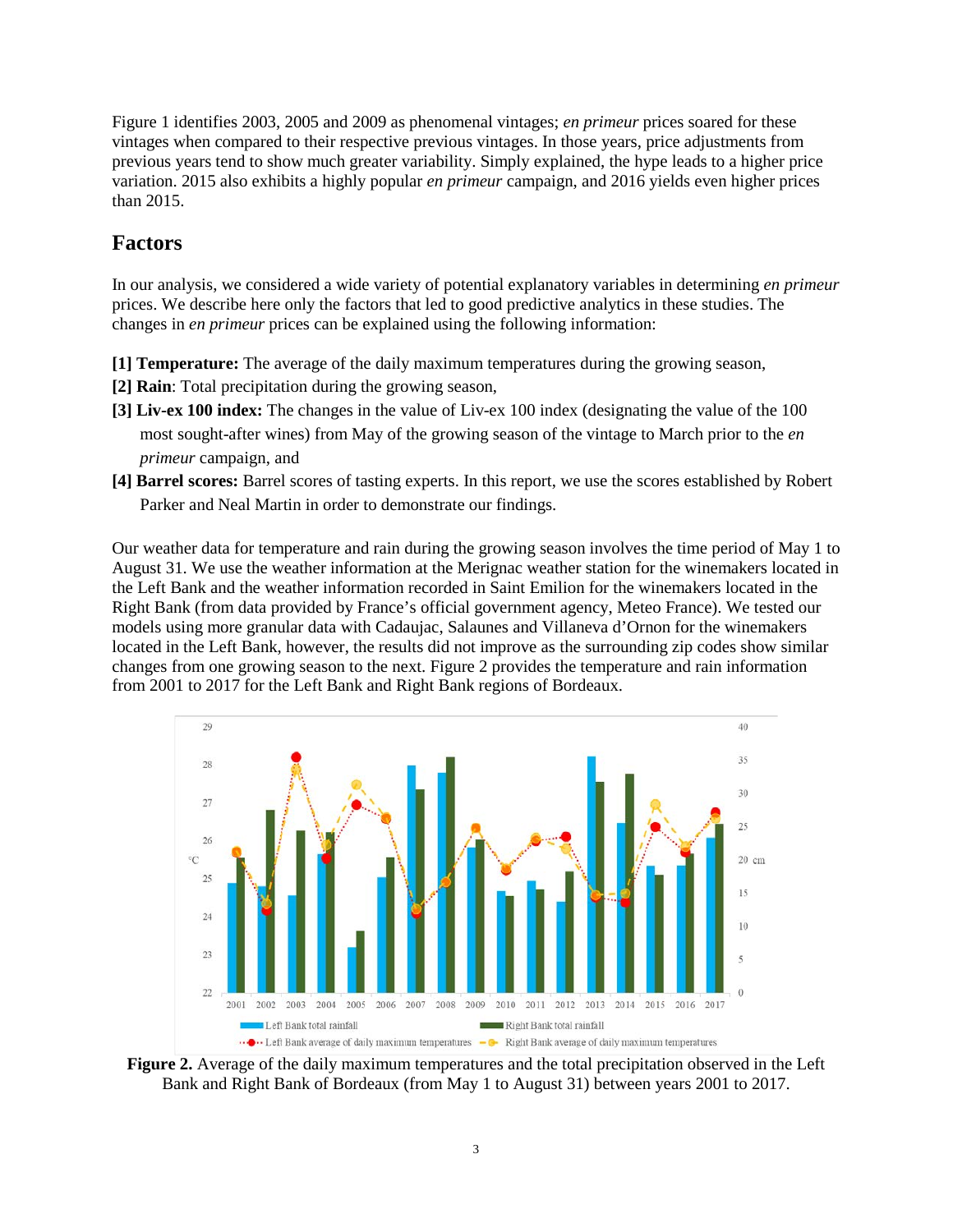Figure 1 identifies 2003, 2005 and 2009 as phenomenal vintages; *en primeur* prices soared for these vintages when compared to their respective previous vintages. In those years, price adjustments from previous years tend to show much greater variability. Simply explained, the hype leads to a higher price variation. 2015 also exhibits a highly popular *en primeur* campaign, and 2016 yields even higher prices than 2015.

## Factors

In our analysis, we considered a wide variety of potential explanatory variables in determining *en primeur* prices. We describe here only the factors that led to good predictive analytics in these studies. The changes in *en primeur* prices can be explained using the following information:

**[1] Temperature:** The average of the daily maximum temperatures during the growing season,

**[2] Rain**: Total precipitation during the growing season,

**[3] Liv-ex 100 index:** The changes in the value of Liv-ex 100 index (designating the value of the 100 most sought-after wines) from May of the growing season of the vintage to March prior to the *en primeur* campaign, and

**[4] Barrel scores:** Barrel scores of tasting experts. In this report, we use the scores established by Robert Parker and Neal Martin in order to demonstrate our findings.

Our weather data for temperature and rain during the growing season involves the time period of May 1 to August 31. We use the weather information at the Merignac weather station for the winemakers located in the Left Bank and the weather information recorded in Saint Emilion for the winemakers located in the Right Bank (from data provided by France's official government agency, Meteo France). We tested our models using more granular data with Cadaujac, Salaunes and Villaneva d'Ornon for the winemakers located in the Left Bank, however, the results did not improve as the surrounding zip codes show similar changes from one growing season to the next. Figure 2 provides the temperature and rain information from 2001 to 2017 for the Left Bank and Right Bank regions of Bordeaux.

**Figure 2.** Average of the daily maximum temperatures and the total precipitation observed in the Left Bank and Right Bank of Bordeaux (from May 1 to August 31) between years 2001 to 2017.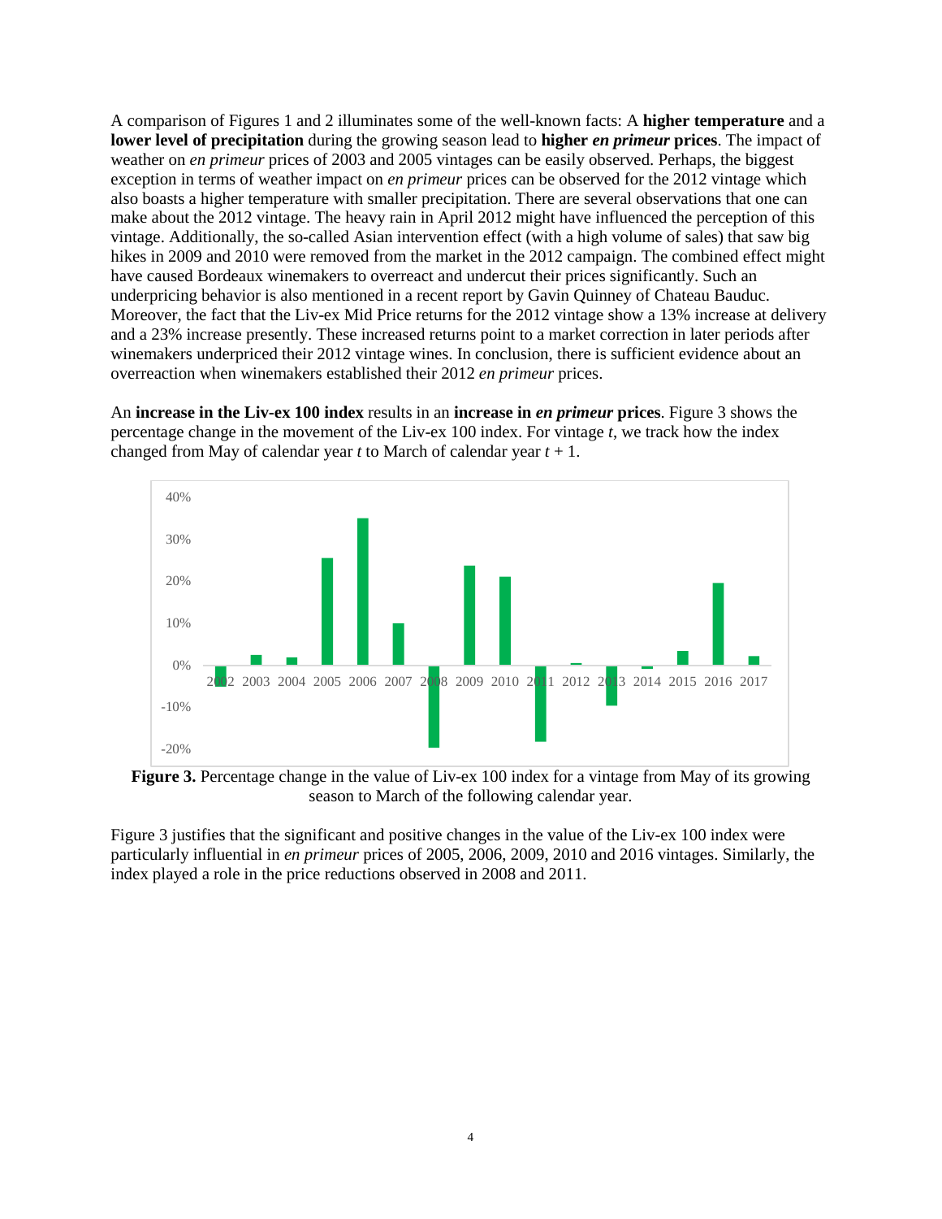A comparison of Figures 1 and 2 illuminates some of the well-known facts: A **higher temperature** and a **lower level of precipitation** during the growing season lead to **higher *en primeur* prices**. The impact of weather on *en primeur* prices of 2003 and 2005 vintages can be easily observed. Perhaps, the biggest exception in terms of weather impact on *en primeur* prices can be observed for the 2012 vintage which also boasts a higher temperature with smaller precipitation. There are several observations that one can make about the 2012 vintage. The heavy rain in April 2012 might have influenced the perception of this vintage. Additionally, the so-called Asian intervention effect (with a high volume of sales) that saw big hikes in 2009 and 2010 were removed from the market in the 2012 campaign. The combined effect might have caused Bordeaux winemakers to overreact and undercut their prices significantly. Such an underpricing behavior is also mentioned in a recent report by Gavin Quinney of Chateau Bauduc. Moreover, the fact that the Liv-ex Mid Price returns for the 2012 vintage show a 13% increase at delivery and a 23% increase presently. These increased returns point to a market correction in later periods after winemakers underpriced their 2012 vintage wines. In conclusion, there is sufficient evidence about an overreaction when winemakers established their 2012 *en primeur* prices.

An **increase in the Liv-ex 100 index** results in an **increase in *en primeur* prices**. Figure 3 shows the percentage change in the movement of the Liv-ex 100 index. For vintage *t*, we track how the index changed from May of calendar year *t* to March of calendar year *t* + 1.

**Figure 3.** Percentage change in the value of Liv-ex 100 index for a vintage from May of its growing season to March of the following calendar year.

Figure 3 justifies that the significant and positive changes in the value of the Liv-ex 100 index were particularly influential in *en primeur* prices of 2005, 2006, 2009, 2010 and 2016 vintages. Similarly, the index played a role in the price reductions observed in 2008 and 2011.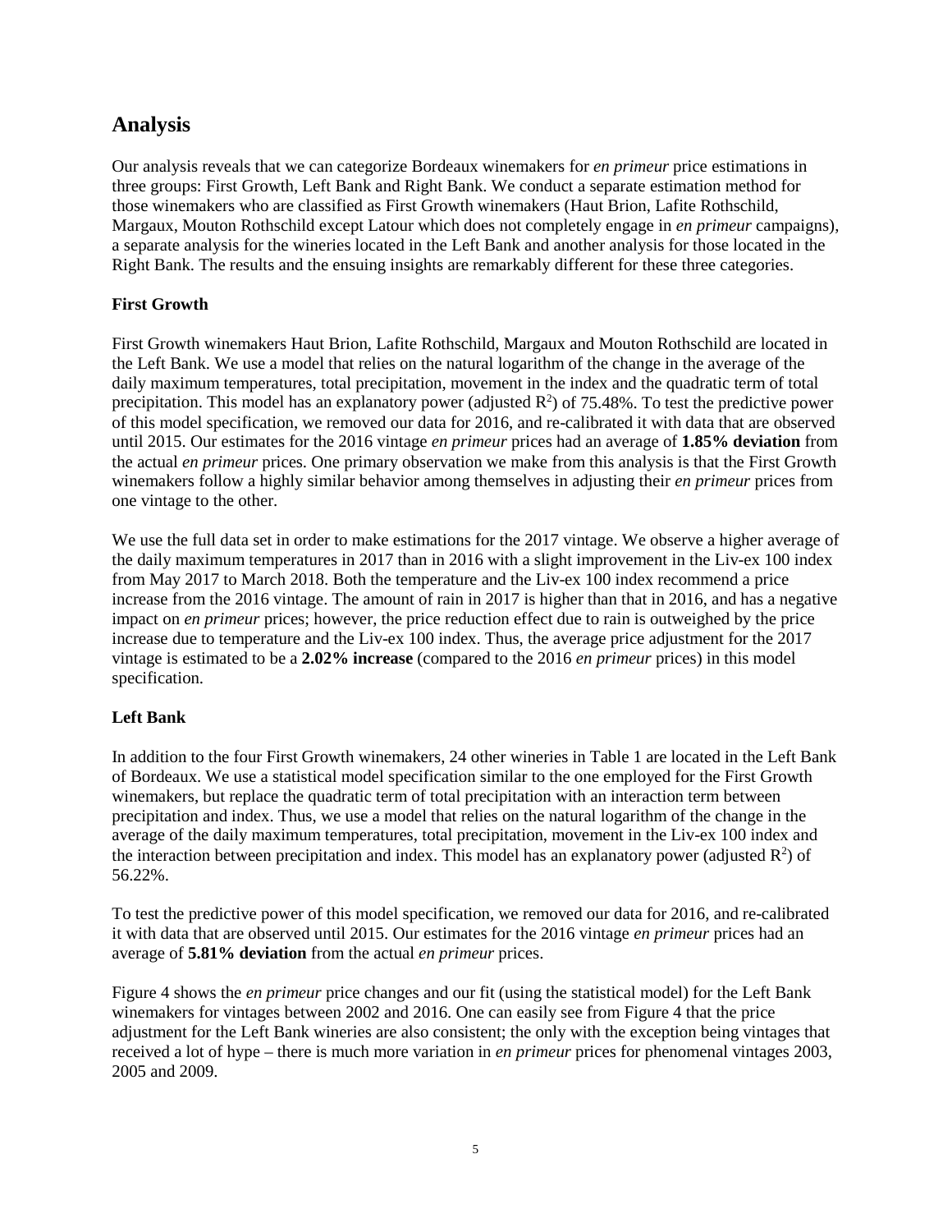## Analysis

Our analysis reveals that we can categorize Bordeaux winemakers for *en primeur* price estimations in three groups: First Growth, Left Bank and Right Bank. We conduct a separate estimation method for those winemakers who are classified as First Growth winemakers (Haut Brion, Lafite Rothschild, Margaux, Mouton Rothschild except Latour which does not completely engage in *en primeur* campaigns), a separate analysis for the wineries located in the Left Bank and another analysis for those located in the Right Bank. The results and the ensuing insights are remarkably different for these three categories.

### First Growth

First Growth winemakers Haut Brion, Lafite Rothschild, Margaux and Mouton Rothschild are located in the Left Bank. We use a model that relies on the natural logarithm of the change in the average of the daily maximum temperatures, total precipitation, movement in the index and the quadratic term of total precipitation. This model has an explanatory power (adjusted $R^2$) of 75.48%. To test the predictive power of this model specification, we removed our data for 2016, and re-calibrated it with data that are observed until 2015. Our estimates for the 2016 vintage *en primeur* prices had an average of **1.85% deviation** from the actual *en primeur* prices. One primary observation we make from this analysis is that the First Growth winemakers follow a highly similar behavior among themselves in adjusting their *en primeur* prices from one vintage to the other.

We use the full data set in order to make estimations for the 2017 vintage. We observe a higher average of the daily maximum temperatures in 2017 than in 2016 with a slight improvement in the Liv-ex 100 index from May 2017 to March 2018. Both the temperature and the Liv-ex 100 index recommend a price increase from the 2016 vintage. The amount of rain in 2017 is higher than that in 2016, and has a negative impact on *en primeur* prices; however, the price reduction effect due to rain is outweighed by the price increase due to temperature and the Liv-ex 100 index. Thus, the average price adjustment for the 2017 vintage is estimated to be a **2.02% increase** (compared to the 2016 *en primeur* prices) in this model specification.

### Left Bank

In addition to the four First Growth winemakers, 24 other wineries in Table 1 are located in the Left Bank of Bordeaux. We use a statistical model specification similar to the one employed for the First Growth winemakers, but replace the quadratic term of total precipitation with an interaction term between precipitation and index. Thus, we use a model that relies on the natural logarithm of the change in the average of the daily maximum temperatures, total precipitation, movement in the Liv-ex 100 index and the interaction between precipitation and index. This model has an explanatory power (adjusted $R^2$) of 56.22%.

To test the predictive power of this model specification, we removed our data for 2016, and re-calibrated it with data that are observed until 2015. Our estimates for the 2016 vintage *en primeur* prices had an average of **5.81% deviation** from the actual *en primeur* prices.

Figure 4 shows the *en primeur* price changes and our fit (using the statistical model) for the Left Bank winemakers for vintages between 2002 and 2016. One can easily see from Figure 4 that the price adjustment for the Left Bank wineries are also consistent; the only with the exception being vintages that received a lot of hype – there is much more variation in *en primeur* prices for phenomenal vintages 2003, 2005 and 2009.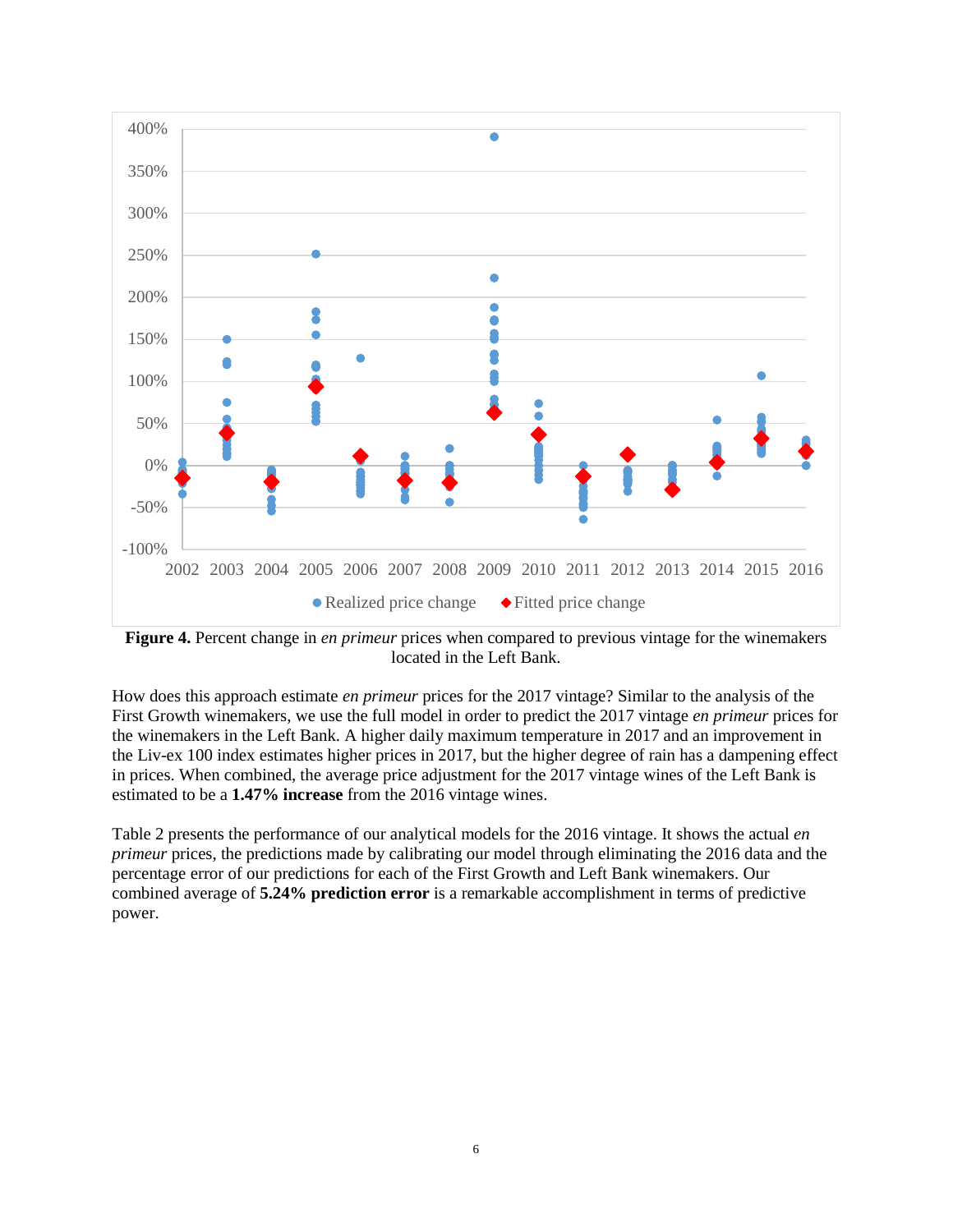**Figure 4.** Percent change in *en primeur* prices when compared to previous vintage for the winemakers located in the Left Bank.

How does this approach estimate *en primeur* prices for the 2017 vintage? Similar to the analysis of the First Growth winemakers, we use the full model in order to predict the 2017 vintage *en primeur* prices for the winemakers in the Left Bank. A higher daily maximum temperature in 2017 and an improvement in the Liv-ex 100 index estimates higher prices in 2017, but the higher degree of rain has a dampening effect in prices. When combined, the average price adjustment for the 2017 vintage wines of the Left Bank is estimated to be a **1.47% increase** from the 2016 vintage wines.

Table 2 presents the performance of our analytical models for the 2016 vintage. It shows the actual *en primeur* prices, the predictions made by calibrating our model through eliminating the 2016 data and the percentage error of our predictions for each of the First Growth and Left Bank winemakers. Our combined average of **5.24% prediction error** is a remarkable accomplishment in terms of predictive power.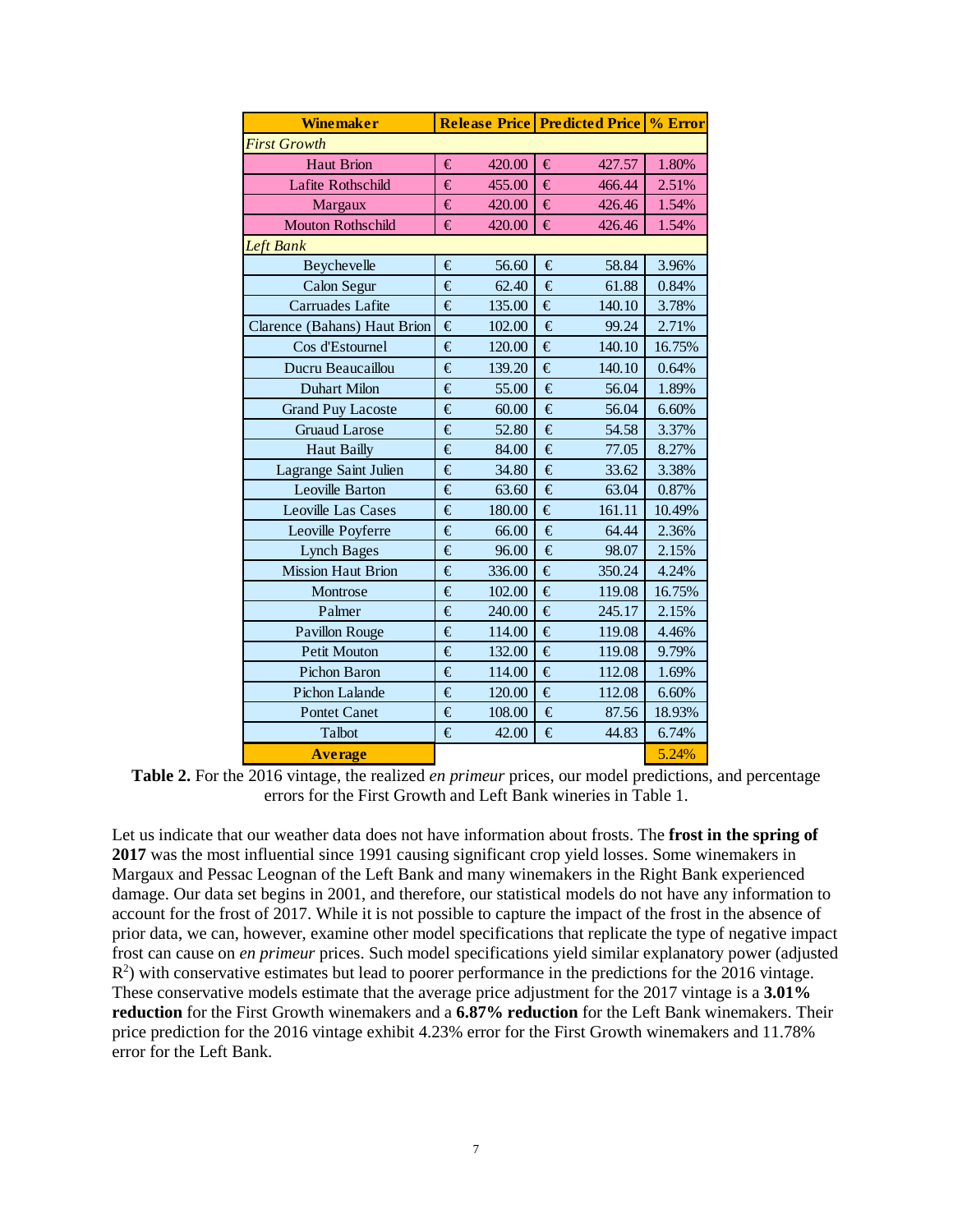| Winemaker | Release Price | Predicted Price | % Error |
|---|---|---|---|
| *First Growth* | | | |
| Haut Brion | € 420.00 | € 427.57 | 1.80% |
| Lafite Rothschild | € 455.00 | € 466.44 | 2.51% |
| Margaux | € 420.00 | € 426.46 | 1.54% |
| Mouton Rothschild | € 420.00 | € 426.46 | 1.54% |
| *Left Bank* | | | |
| Beychevelle | € 56.60 | € 58.84 | 3.96% |
| Calon Segur | € 62.40 | € 61.88 | 0.84% |
| Carruades Lafite | € 135.00 | € 140.10 | 3.78% |
| Clarence (Bahans) Haut Brion | € 102.00 | € 99.24 | 2.71% |
| Cos d'Estournel | € 120.00 | € 140.10 | 16.75% |
| Ducru Beaucaillou | € 139.20 | € 140.10 | 0.64% |
| Duhart Milon | € 55.00 | € 56.04 | 1.89% |
| Grand Puy Lacoste | € 60.00 | € 56.04 | 6.60% |
| Gruaud Larose | € 52.80 | € 54.58 | 3.37% |
| Haut Bailly | € 84.00 | € 77.05 | 8.27% |
| Lagrange Saint Julien | € 34.80 | € 33.62 | 3.38% |
| Leoville Barton | € 63.60 | € 63.04 | 0.87% |
| Leoville Las Cases | € 180.00 | € 161.11 | 10.49% |
| Leoville Poyferre | € 66.00 | € 64.44 | 2.36% |
| Lynch Bages | € 96.00 | € 98.07 | 2.15% |
| Mission Haut Brion | € 336.00 | € 350.24 | 4.24% |
| Montrose | € 102.00 | € 119.08 | 16.75% |
| Palmer | € 240.00 | € 245.17 | 2.15% |
| Pavillon Rouge | € 114.00 | € 119.08 | 4.46% |
| Petit Mouton | € 132.00 | € 119.08 | 9.79% |
| Pichon Baron | € 114.00 | € 112.08 | 1.69% |
| Pichon Lalande | € 120.00 | € 112.08 | 6.60% |
| Pontet Canet | € 108.00 | € 87.56 | 18.93% |
| Talbot | € 42.00 | € 44.83 | 6.74% |
| **Average** | | | 5.24% |

**Table 2.** For the 2016 vintage, the realized *en primeur* prices, our model predictions, and percentage errors for the First Growth and Left Bank wineries in Table 1.

Let us indicate that our weather data does not have information about frosts. The **frost in the spring of 2017** was the most influential since 1991 causing significant crop yield losses. Some winemakers in Margaux and Pessac Leognan of the Left Bank and many winemakers in the Right Bank experienced damage. Our data set begins in 2001, and therefore, our statistical models do not have any information to account for the frost of 2017. While it is not possible to capture the impact of the frost in the absence of prior data, we can, however, examine other model specifications that replicate the type of negative impact frost can cause on *en primeur* prices. Such model specifications yield similar explanatory power (adjusted $R^2$) with conservative estimates but lead to poorer performance in the predictions for the 2016 vintage. These conservative models estimate that the average price adjustment for the 2017 vintage is a **3.01% reduction** for the First Growth winemakers and a **6.87% reduction** for the Left Bank winemakers. Their price prediction for the 2016 vintage exhibit 4.23% error for the First Growth winemakers and 11.78% error for the Left Bank.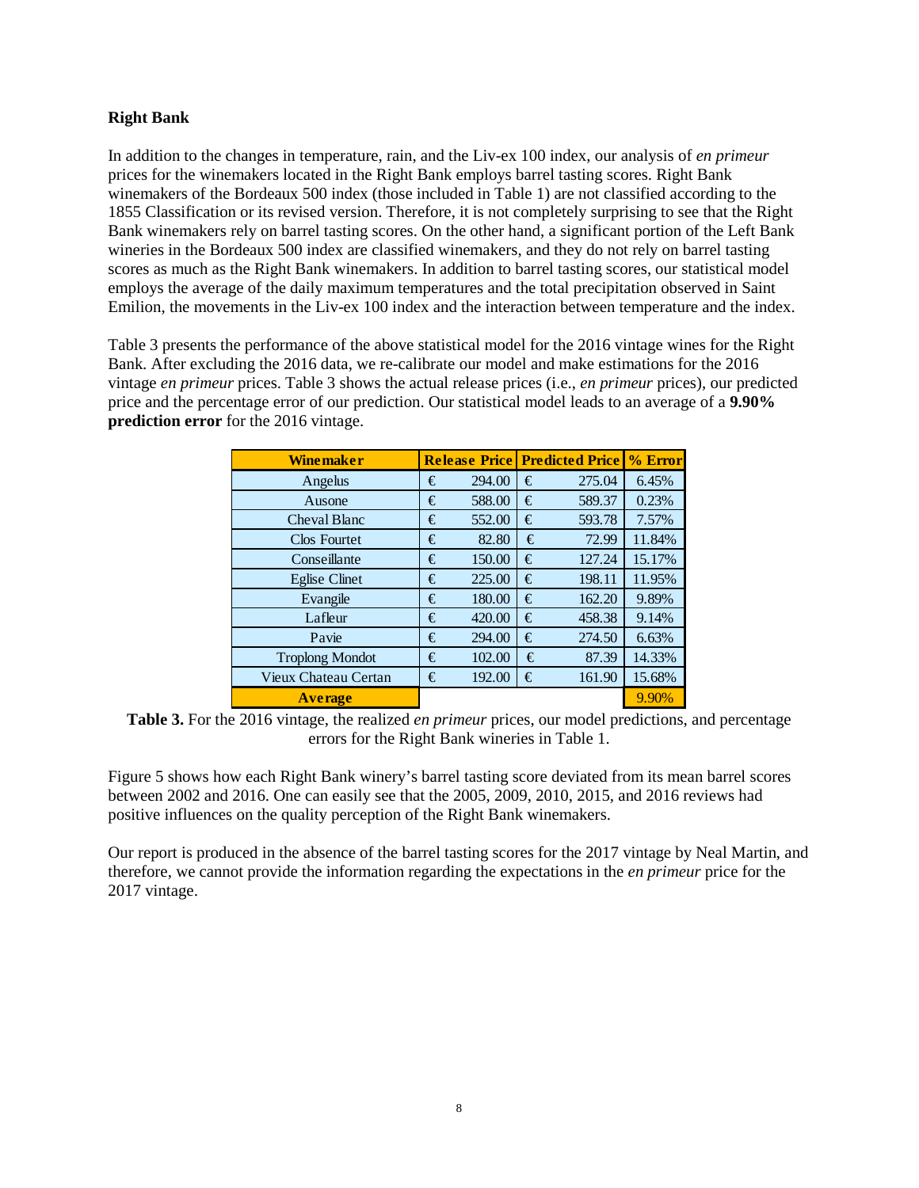**Right Bank**

In addition to the changes in temperature, rain, and the Liv-ex 100 index, our analysis of *en primeur* prices for the winemakers located in the Right Bank employs barrel tasting scores. Right Bank winemakers of the Bordeaux 500 index (those included in Table 1) are not classified according to the 1855 Classification or its revised version. Therefore, it is not completely surprising to see that the Right Bank winemakers rely on barrel tasting scores. On the other hand, a significant portion of the Left Bank wineries in the Bordeaux 500 index are classified winemakers, and they do not rely on barrel tasting scores as much as the Right Bank winemakers. In addition to barrel tasting scores, our statistical model employs the average of the daily maximum temperatures and the total precipitation observed in Saint Emilion, the movements in the Liv-ex 100 index and the interaction between temperature and the index.

Table 3 presents the performance of the above statistical model for the 2016 vintage wines for the Right Bank. After excluding the 2016 data, we re-calibrate our model and make estimations for the 2016 vintage *en primeur* prices. Table 3 shows the actual release prices (i.e., *en primeur* prices), our predicted price and the percentage error of our prediction. Our statistical model leads to an average of a **9.90% prediction error** for the 2016 vintage.

| Winemaker | Release Price | Predicted Price | % Error |
|---|---|---|---|
| Angelus | € 294.00 | € 275.04 | 6.45% |
| Ausone | € 588.00 | € 589.37 | 0.23% |
| Cheval Blanc | € 552.00 | € 593.78 | 7.57% |
| Clos Fourtet | € 82.80 | € 72.99 | 11.84% |
| Conseillante | € 150.00 | € 127.24 | 15.17% |
| Eglise Clinet | € 225.00 | € 198.11 | 11.95% |
| Evangile | € 180.00 | € 162.20 | 9.89% |
| Lafleur | € 420.00 | € 458.38 | 9.14% |
| Pavie | € 294.00 | € 274.50 | 6.63% |
| Troplong Mondot | € 102.00 | € 87.39 | 14.33% |
| Vieux Chateau Certan | € 192.00 | € 161.90 | 15.68% |
| **Average** | | | 9.90% |

**Table 3.** For the 2016 vintage, the realized *en primeur* prices, our model predictions, and percentage errors for the Right Bank wineries in Table 1.

Figure 5 shows how each Right Bank winery's barrel tasting score deviated from its mean barrel scores between 2002 and 2016. One can easily see that the 2005, 2009, 2010, 2015, and 2016 reviews had positive influences on the quality perception of the Right Bank winemakers.

Our report is produced in the absence of the barrel tasting scores for the 2017 vintage by Neal Martin, and therefore, we cannot provide the information regarding the expectations in the *en primeur* price for the 2017 vintage.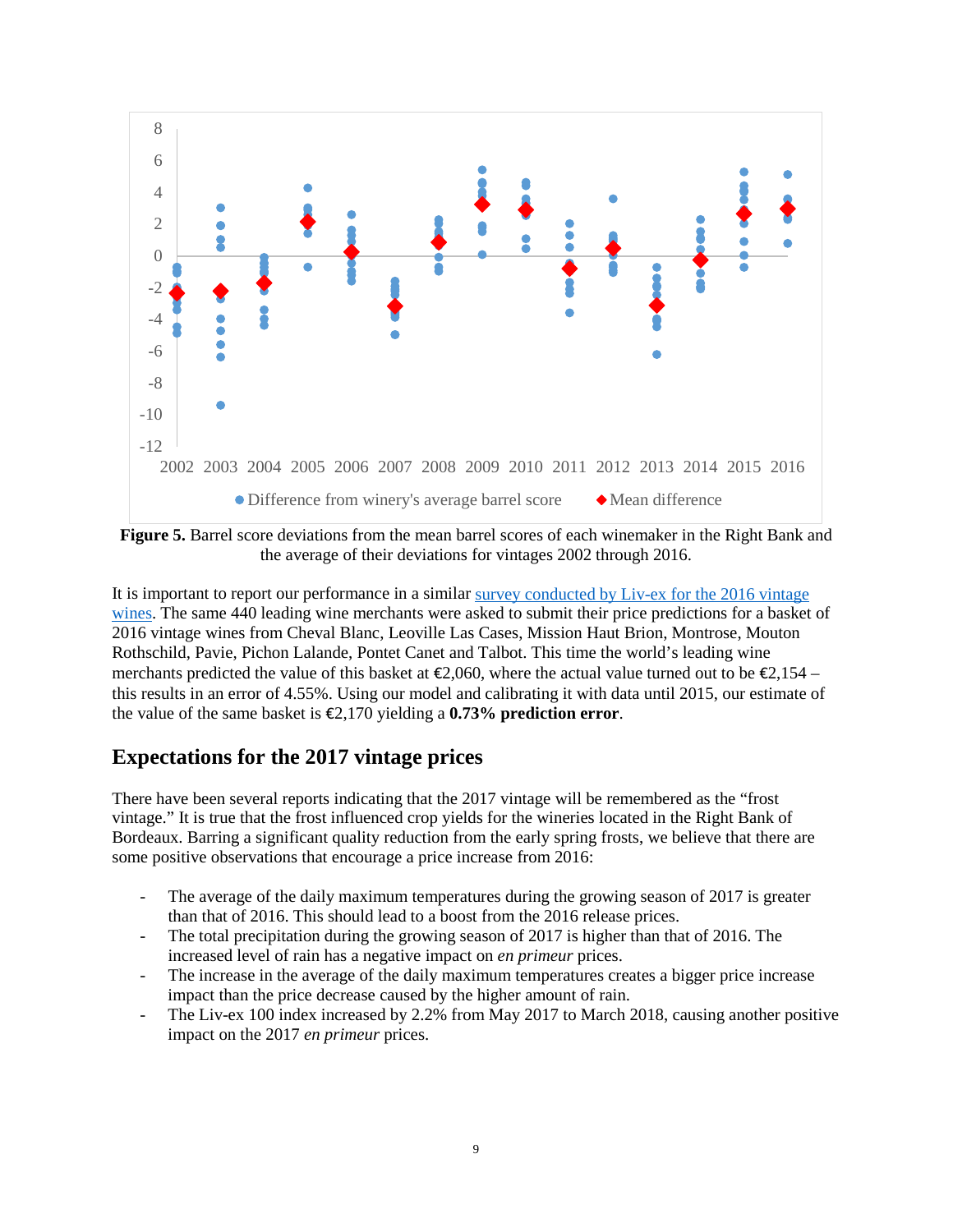**Figure 5.** Barrel score deviations from the mean barrel scores of each winemaker in the Right Bank and the average of their deviations for vintages 2002 through 2016.

It is important to report our performance in a similar [survey conducted by Liv-ex for the 2016 vintage wines](). The same 440 leading wine merchants were asked to submit their price predictions for a basket of 2016 vintage wines from Cheval Blanc, Leoville Las Cases, Mission Haut Brion, Montrose, Mouton Rothschild, Pavie, Pichon Lalande, Pontet Canet and Talbot. This time the world's leading wine merchants predicted the value of this basket at €2,060, where the actual value turned out to be €2,154 – this results in an error of 4.55%. Using our model and calibrating it with data until 2015, our estimate of the value of the same basket is €2,170 yielding a **0.73% prediction error**.

## Expectations for the 2017 vintage prices

There have been several reports indicating that the 2017 vintage will be remembered as the "frost vintage." It is true that the frost influenced crop yields for the wineries located in the Right Bank of Bordeaux. Barring a significant quality reduction from the early spring frosts, we believe that there are some positive observations that encourage a price increase from 2016:

- The average of the daily maximum temperatures during the growing season of 2017 is greater than that of 2016. This should lead to a boost from the 2016 release prices.
- The total precipitation during the growing season of 2017 is higher than that of 2016. The increased level of rain has a negative impact on *en primeur* prices.
- The increase in the average of the daily maximum temperatures creates a bigger price increase impact than the price decrease caused by the higher amount of rain.
- The Liv-ex 100 index increased by 2.2% from May 2017 to March 2018, causing another positive impact on the 2017 *en primeur* prices.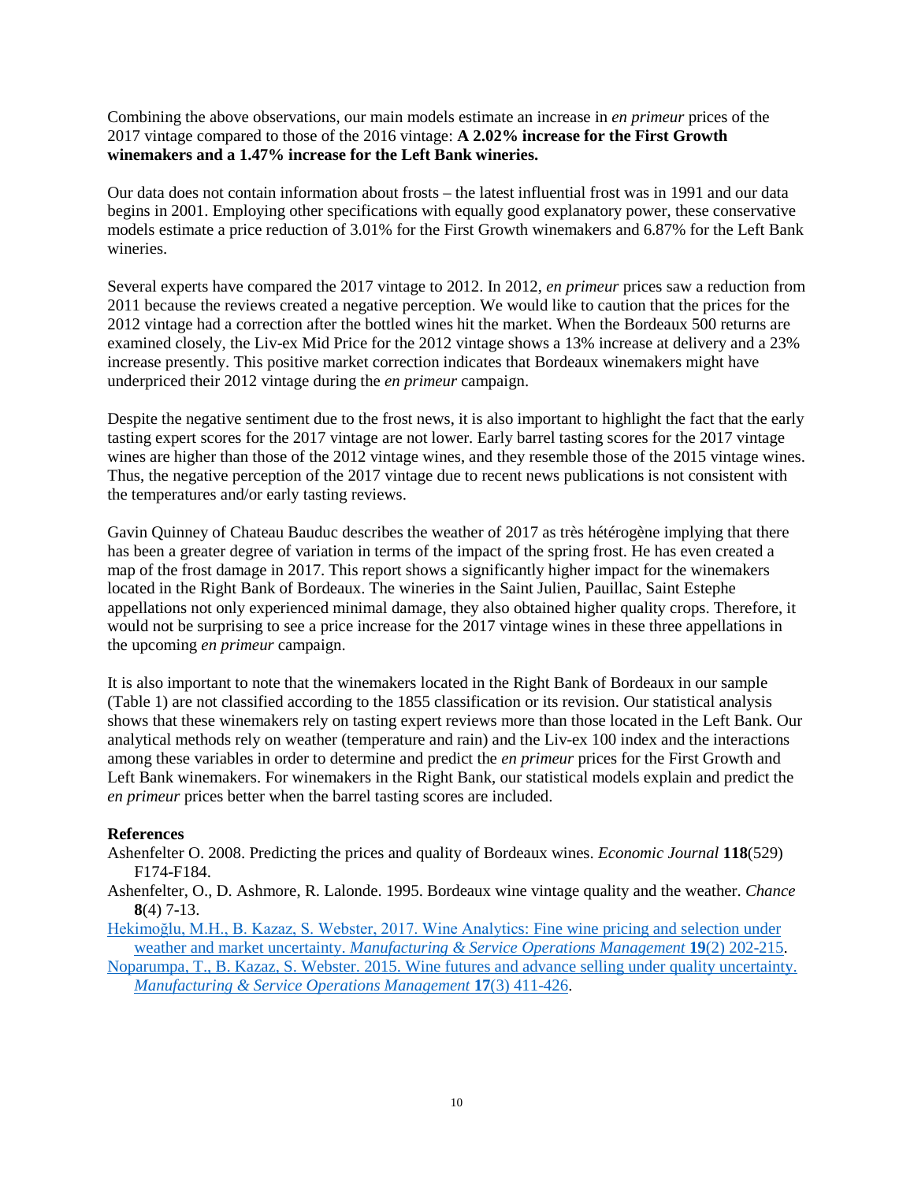Combining the above observations, our main models estimate an increase in *en primeur* prices of the 2017 vintage compared to those of the 2016 vintage: **A 2.02% increase for the First Growth winemakers and a 1.47% increase for the Left Bank wineries.**

Our data does not contain information about frosts – the latest influential frost was in 1991 and our data begins in 2001. Employing other specifications with equally good explanatory power, these conservative models estimate a price reduction of 3.01% for the First Growth winemakers and 6.87% for the Left Bank wineries.

Several experts have compared the 2017 vintage to 2012. In 2012, *en primeur* prices saw a reduction from 2011 because the reviews created a negative perception. We would like to caution that the prices for the 2012 vintage had a correction after the bottled wines hit the market. When the Bordeaux 500 returns are examined closely, the Liv-ex Mid Price for the 2012 vintage shows a 13% increase at delivery and a 23% increase presently. This positive market correction indicates that Bordeaux winemakers might have underpriced their 2012 vintage during the *en primeur* campaign.

Despite the negative sentiment due to the frost news, it is also important to highlight the fact that the early tasting expert scores for the 2017 vintage are not lower. Early barrel tasting scores for the 2017 vintage wines are higher than those of the 2012 vintage wines, and they resemble those of the 2015 vintage wines. Thus, the negative perception of the 2017 vintage due to recent news publications is not consistent with the temperatures and/or early tasting reviews.

Gavin Quinney of Chateau Bauduc describes the weather of 2017 as très hétérogène implying that there has been a greater degree of variation in terms of the impact of the spring frost. He has even created a map of the frost damage in 2017. This report shows a significantly higher impact for the winemakers located in the Right Bank of Bordeaux. The wineries in the Saint Julien, Pauillac, Saint Estephe appellations not only experienced minimal damage, they also obtained higher quality crops. Therefore, it would not be surprising to see a price increase for the 2017 vintage wines in these three appellations in the upcoming *en primeur* campaign.

It is also important to note that the winemakers located in the Right Bank of Bordeaux in our sample (Table 1) are not classified according to the 1855 classification or its revision. Our statistical analysis shows that these winemakers rely on tasting expert reviews more than those located in the Left Bank. Our analytical methods rely on weather (temperature and rain) and the Liv-ex 100 index and the interactions among these variables in order to determine and predict the *en primeur* prices for the First Growth and Left Bank winemakers. For winemakers in the Right Bank, our statistical models explain and predict the *en primeur* prices better when the barrel tasting scores are included.

**References**

Ashenfelter O. 2008. Predicting the prices and quality of Bordeaux wines. *Economic Journal* **118**(529) F174-F184.

Ashenfelter, O., D. Ashmore, R. Lalonde. 1995. Bordeaux wine vintage quality and the weather. *Chance* **8**(4) 7-13.

Hekimoğlu, M.H., B. Kazaz, S. Webster, 2017. Wine Analytics: Fine wine pricing and selection under weather and market uncertainty. *Manufacturing & Service Operations Management* **19**(2) 202-215.

Noparumpa, T., B. Kazaz, S. Webster. 2015. Wine futures and advance selling under quality uncertainty. *Manufacturing & Service Operations Management* **17**(3) 411-426.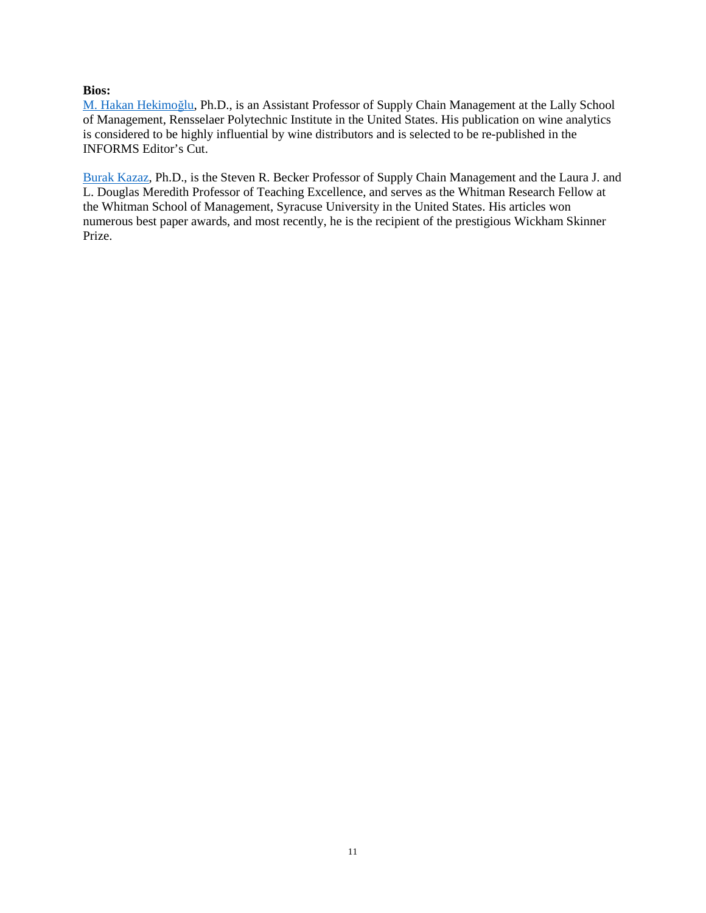**Bios:**

M. Hakan Hekimoğlu, Ph.D., is an Assistant Professor of Supply Chain Management at the Lally School of Management, Rensselaer Polytechnic Institute in the United States. His publication on wine analytics is considered to be highly influential by wine distributors and is selected to be re-published in the INFORMS Editor's Cut.

Burak Kazaz, Ph.D., is the Steven R. Becker Professor of Supply Chain Management and the Laura J. and L. Douglas Meredith Professor of Teaching Excellence, and serves as the Whitman Research Fellow at the Whitman School of Management, Syracuse University in the United States. His articles won numerous best paper awards, and most recently, he is the recipient of the prestigious Wickham Skinner Prize.